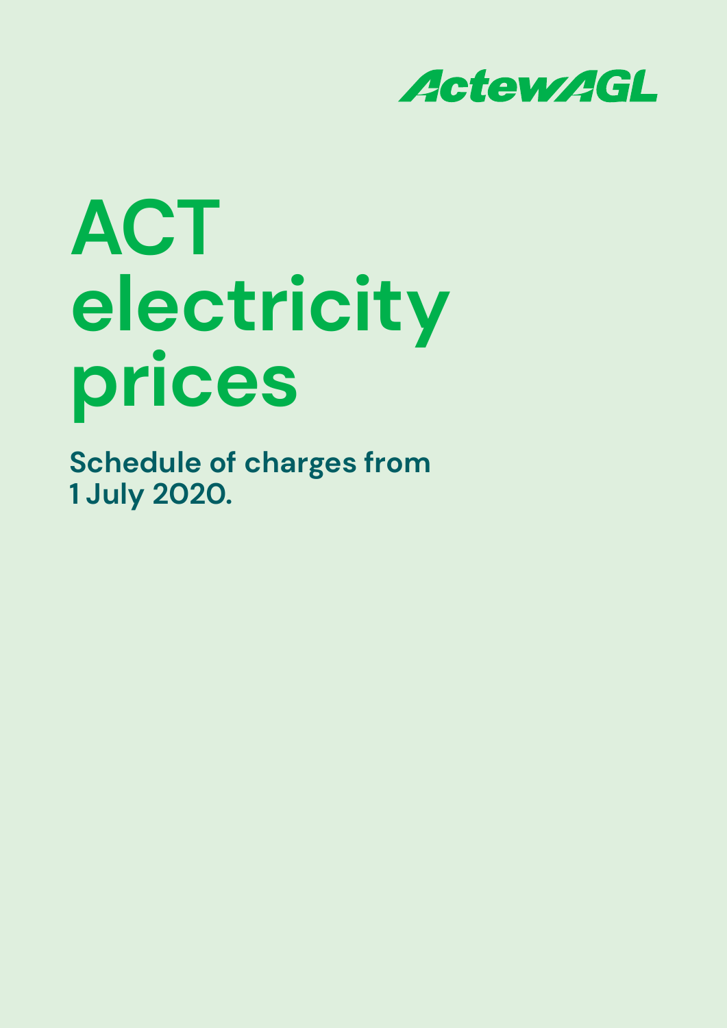ActewAGL

# ACT electricity prices

**Schedule of charges from 1 July 2020.**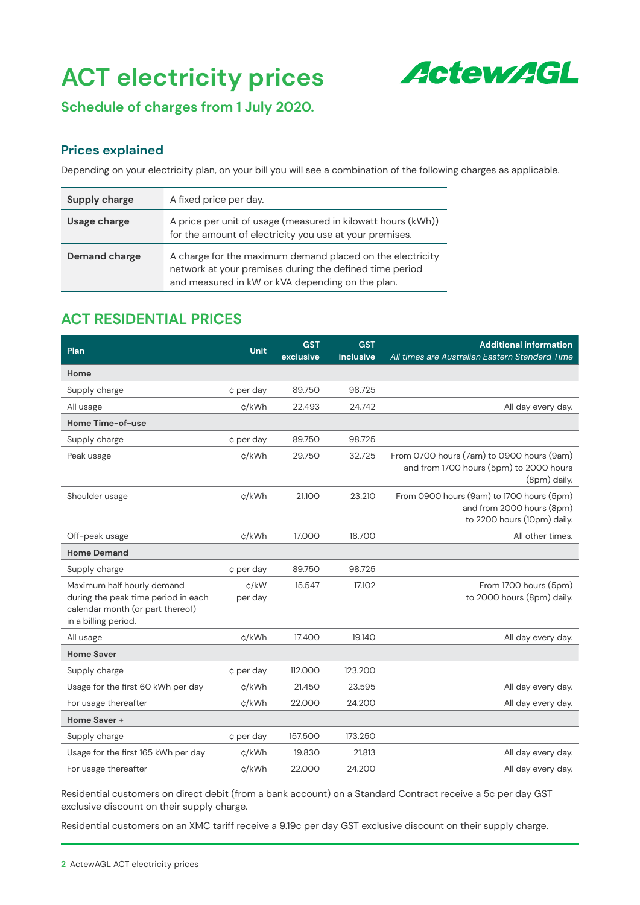# ACT electricity prices

## Schedule of charges from 1 July 2020.

### Prices explained

Depending on your electricity plan, on your bill you will see a combination of the following charges as applicable.

| | |
|---|---|
| **Supply charge** | A fixed price per day. |
| **Usage charge** | A price per unit of usage (measured in kilowatt hours (kWh)) for the amount of electricity you use at your premises. |
| **Demand charge** | A charge for the maximum demand placed on the electricity network at your premises during the defined time period and measured in kW or kVA depending on the plan. |

## ACT RESIDENTIAL PRICES

| Plan | Unit | GST exclusive | GST inclusive | Additional information *All times are Australian Eastern Standard Time* |
|---|---|---|---|---|
| **Home** | | | | |
| Supply charge | ¢ per day | 89.750 | 98.725 | |
| All usage | ¢/kWh | 22.493 | 24.742 | All day every day. |
| **Home Time-of-use** | | | | |
| Supply charge | ¢ per day | 89.750 | 98.725 | |
| Peak usage | ¢/kWh | 29.750 | 32.725 | From 0700 hours (7am) to 0900 hours (9am) and from 1700 hours (5pm) to 2000 hours (8pm) daily. |
| Shoulder usage | ¢/kWh | 21.100 | 23.210 | From 0900 hours (9am) to 1700 hours (5pm) and from 2000 hours (8pm) to 2200 hours (10pm) daily. |
| Off-peak usage | ¢/kWh | 17.000 | 18.700 | All other times. |
| **Home Demand** | | | | |
| Supply charge | ¢ per day | 89.750 | 98.725 | |
| Maximum half hourly demand during the peak time period in each calendar month (or part thereof) in a billing period. | ¢/kW per day | 15.547 | 17.102 | From 1700 hours (5pm) to 2000 hours (8pm) daily. |
| All usage | ¢/kWh | 17.400 | 19.140 | All day every day. |
| **Home Saver** | | | | |
| Supply charge | ¢ per day | 112.000 | 123.200 | |
| Usage for the first 60 kWh per day | ¢/kWh | 21.450 | 23.595 | All day every day. |
| For usage thereafter | ¢/kWh | 22.000 | 24.200 | All day every day. |
| **Home Saver +** | | | | |
| Supply charge | ¢ per day | 157.500 | 173.250 | |
| Usage for the first 165 kWh per day | ¢/kWh | 19.830 | 21.813 | All day every day. |
| For usage thereafter | ¢/kWh | 22.000 | 24.200 | All day every day. |

Residential customers on direct debit (from a bank account) on a Standard Contract receive a 5c per day GST exclusive discount on their supply charge.

Residential customers on an XMC tariff receive a 9.19c per day GST exclusive discount on their supply charge.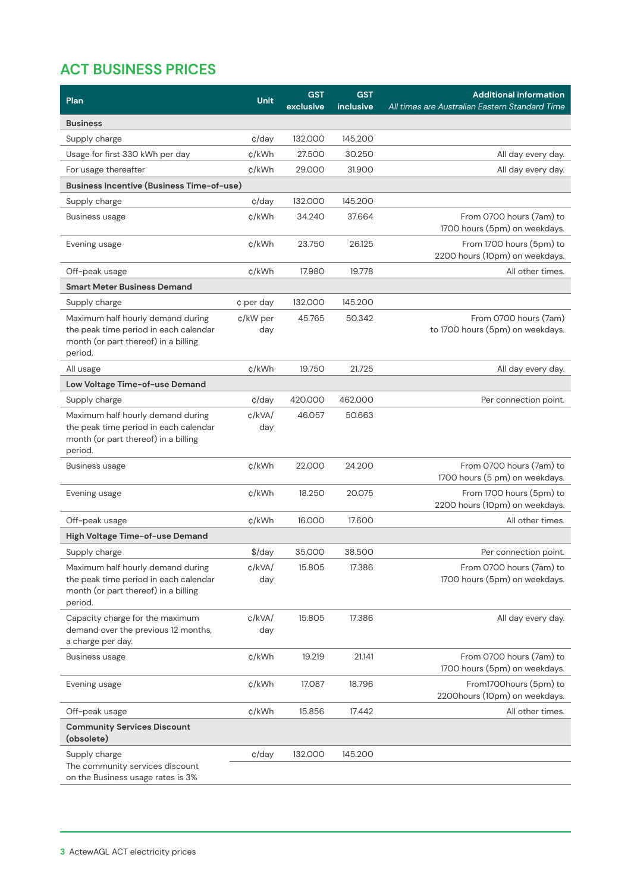## ACT BUSINESS PRICES

| Plan | Unit | GST exclusive | GST inclusive | Additional information *All times are Australian Eastern Standard Time* |
|---|---|---|---|---|
| **Business** | | | | |
| Supply charge | ¢/day | 132.000 | 145.200 | |
| Usage for first 330 kWh per day | ¢/kWh | 27.500 | 30.250 | All day every day. |
| For usage thereafter | ¢/kWh | 29.000 | 31.900 | All day every day. |
| **Business Incentive (Business Time-of-use)** | | | | |
| Supply charge | ¢/day | 132.000 | 145.200 | |
| Business usage | ¢/kWh | 34.240 | 37.664 | From 0700 hours (7am) to 1700 hours (5pm) on weekdays. |
| Evening usage | ¢/kWh | 23.750 | 26.125 | From 1700 hours (5pm) to 2200 hours (10pm) on weekdays. |
| Off-peak usage | ¢/kWh | 17.980 | 19.778 | All other times. |
| **Smart Meter Business Demand** | | | | |
| Supply charge | ¢ per day | 132.000 | 145.200 | |
| Maximum half hourly demand during the peak time period in each calendar month (or part thereof) in a billing period. | ¢/kW per day | 45.765 | 50.342 | From 0700 hours (7am) to 1700 hours (5pm) on weekdays. |
| All usage | ¢/kWh | 19.750 | 21.725 | All day every day. |
| **Low Voltage Time-of-use Demand** | | | | |
| Supply charge | ¢/day | 420.000 | 462.000 | Per connection point. |
| Maximum half hourly demand during the peak time period in each calendar month (or part thereof) in a billing period. | ¢/kVA/ day | 46.057 | 50.663 | |
| Business usage | ¢/kWh | 22.000 | 24.200 | From 0700 hours (7am) to 1700 hours (5 pm) on weekdays. |
| Evening usage | ¢/kWh | 18.250 | 20.075 | From 1700 hours (5pm) to 2200 hours (10pm) on weekdays. |
| Off-peak usage | ¢/kWh | 16.000 | 17.600 | All other times. |
| **High Voltage Time-of-use Demand** | | | | |
| Supply charge | $/day | 35.000 | 38.500 | Per connection point. |
| Maximum half hourly demand during the peak time period in each calendar month (or part thereof) in a billing period. | ¢/kVA/ day | 15.805 | 17.386 | From 0700 hours (7am) to 1700 hours (5pm) on weekdays. |
| Capacity charge for the maximum demand over the previous 12 months, a charge per day. | ¢/kVA/ day | 15.805 | 17.386 | All day every day. |
| Business usage | ¢/kWh | 19.219 | 21.141 | From 0700 hours (7am) to 1700 hours (5pm) on weekdays. |
| Evening usage | ¢/kWh | 17.087 | 18.796 | From1700hours (5pm) to 2200hours (10pm) on weekdays. |
| Off-peak usage | ¢/kWh | 15.856 | 17.442 | All other times. |
| **Community Services Discount (obsolete)** | | | | |
| Supply charge | ¢/day | 132.000 | 145.200 | |
| The community services discount on the Business usage rates is 3% | | | | |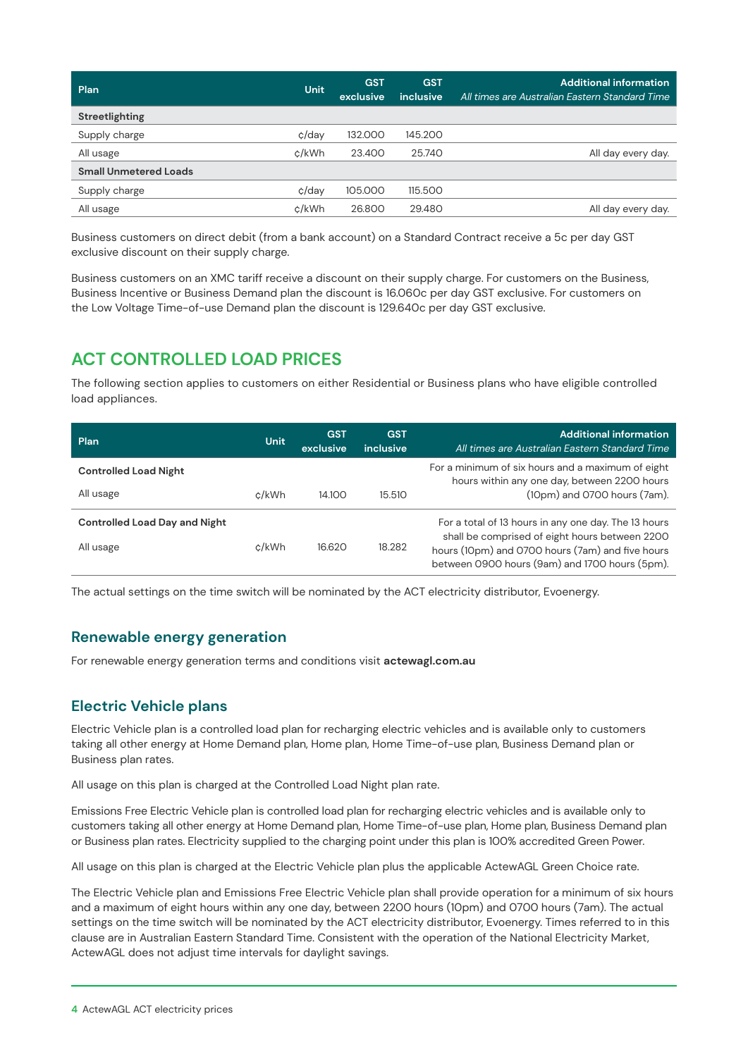| Plan | Unit | GST exclusive | GST inclusive | Additional information *All times are Australian Eastern Standard Time* |
|---|---|---|---|---|
| **Streetlighting** | | | | |
| Supply charge | ¢/day | 132.000 | 145.200 | |
| All usage | ¢/kWh | 23.400 | 25.740 | All day every day. |
| **Small Unmetered Loads** | | | | |
| Supply charge | ¢/day | 105.000 | 115.500 | |
| All usage | ¢/kWh | 26.800 | 29.480 | All day every day. |

Business customers on direct debit (from a bank account) on a Standard Contract receive a 5c per day GST exclusive discount on their supply charge.

Business customers on an XMC tariff receive a discount on their supply charge. For customers on the Business, Business Incentive or Business Demand plan the discount is 16.060c per day GST exclusive. For customers on the Low Voltage Time-of-use Demand plan the discount is 129.640c per day GST exclusive.

## ACT CONTROLLED LOAD PRICES

The following section applies to customers on either Residential or Business plans who have eligible controlled load appliances.

| Plan | Unit | GST exclusive | GST inclusive | Additional information *All times are Australian Eastern Standard Time* |
|---|---|---|---|---|
| **Controlled Load Night** | | | | |
| All usage | ¢/kWh | 14.100 | 15.510 | For a minimum of six hours and a maximum of eight hours within any one day, between 2200 hours (10pm) and 0700 hours (7am). |
| **Controlled Load Day and Night** | | | | |
| All usage | ¢/kWh | 16.620 | 18.282 | For a total of 13 hours in any one day. The 13 hours shall be comprised of eight hours between 2200 hours (10pm) and 0700 hours (7am) and five hours between 0900 hours (9am) and 1700 hours (5pm). |

The actual settings on the time switch will be nominated by the ACT electricity distributor, Evoenergy.

### Renewable energy generation

For renewable energy generation terms and conditions visit **actewagl.com.au**

### Electric Vehicle plans

Electric Vehicle plan is a controlled load plan for recharging electric vehicles and is available only to customers taking all other energy at Home Demand plan, Home plan, Home Time-of-use plan, Business Demand plan or Business plan rates.

All usage on this plan is charged at the Controlled Load Night plan rate.

Emissions Free Electric Vehicle plan is controlled load plan for recharging electric vehicles and is available only to customers taking all other energy at Home Demand plan, Home Time-of-use plan, Home plan, Business Demand plan or Business plan rates. Electricity supplied to the charging point under this plan is 100% accredited Green Power.

All usage on this plan is charged at the Electric Vehicle plan plus the applicable ActewAGL Green Choice rate.

The Electric Vehicle plan and Emissions Free Electric Vehicle plan shall provide operation for a minimum of six hours and a maximum of eight hours within any one day, between 2200 hours (10pm) and 0700 hours (7am). The actual settings on the time switch will be nominated by the ACT electricity distributor, Evoenergy. Times referred to in this clause are in Australian Eastern Standard Time. Consistent with the operation of the National Electricity Market, ActewAGL does not adjust time intervals for daylight savings.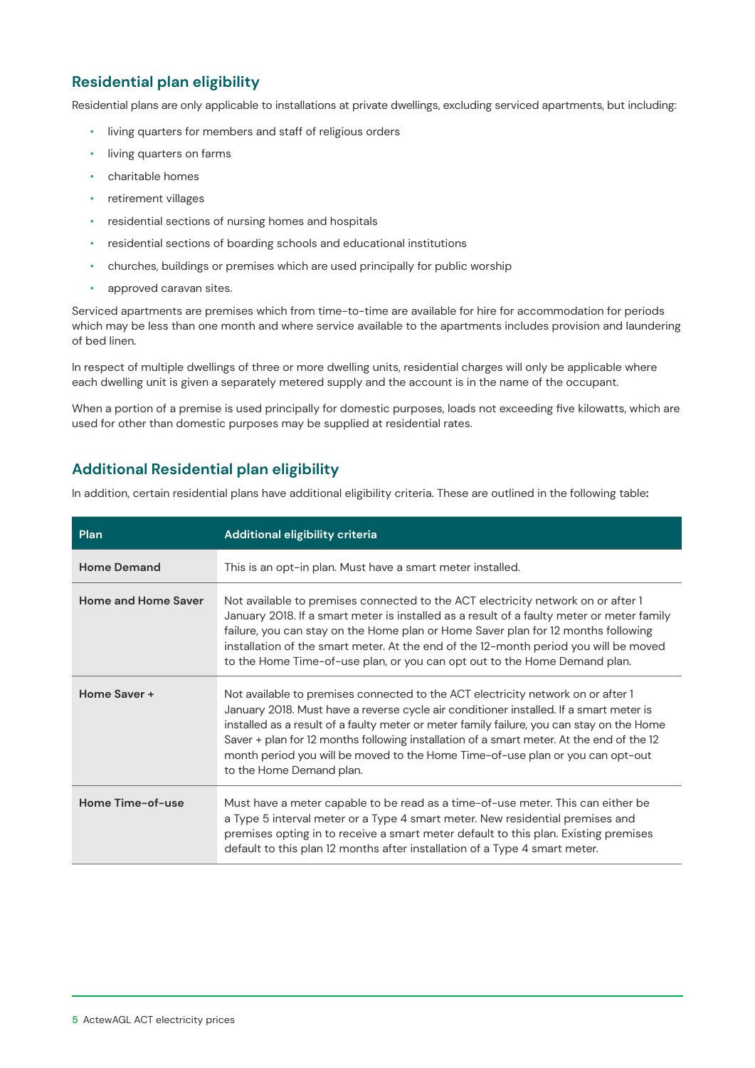## Residential plan eligibility

Residential plans are only applicable to installations at private dwellings, excluding serviced apartments, but including:

- living quarters for members and staff of religious orders
- living quarters on farms
- charitable homes
- retirement villages
- residential sections of nursing homes and hospitals
- residential sections of boarding schools and educational institutions
- churches, buildings or premises which are used principally for public worship
- approved caravan sites.

Serviced apartments are premises which from time-to-time are available for hire for accommodation for periods which may be less than one month and where service available to the apartments includes provision and laundering of bed linen.

In respect of multiple dwellings of three or more dwelling units, residential charges will only be applicable where each dwelling unit is given a separately metered supply and the account is in the name of the occupant.

When a portion of a premise is used principally for domestic purposes, loads not exceeding five kilowatts, which are used for other than domestic purposes may be supplied at residential rates.

## Additional Residential plan eligibility

In addition, certain residential plans have additional eligibility criteria. These are outlined in the following table:

| Plan | Additional eligibility criteria |
|---|---|
| **Home Demand** | This is an opt-in plan. Must have a smart meter installed. |
| **Home and Home Saver** | Not available to premises connected to the ACT electricity network on or after 1 January 2018. If a smart meter is installed as a result of a faulty meter or meter family failure, you can stay on the Home plan or Home Saver plan for 12 months following installation of the smart meter. At the end of the 12-month period you will be moved to the Home Time-of-use plan, or you can opt out to the Home Demand plan. |
| **Home Saver +** | Not available to premises connected to the ACT electricity network on or after 1 January 2018. Must have a reverse cycle air conditioner installed. If a smart meter is installed as a result of a faulty meter or meter family failure, you can stay on the Home Saver + plan for 12 months following installation of a smart meter. At the end of the 12 month period you will be moved to the Home Time-of-use plan or you can opt-out to the Home Demand plan. |
| **Home Time-of-use** | Must have a meter capable to be read as a time-of-use meter. This can either be a Type 5 interval meter or a Type 4 smart meter. New residential premises and premises opting in to receive a smart meter default to this plan. Existing premises default to this plan 12 months after installation of a Type 4 smart meter. |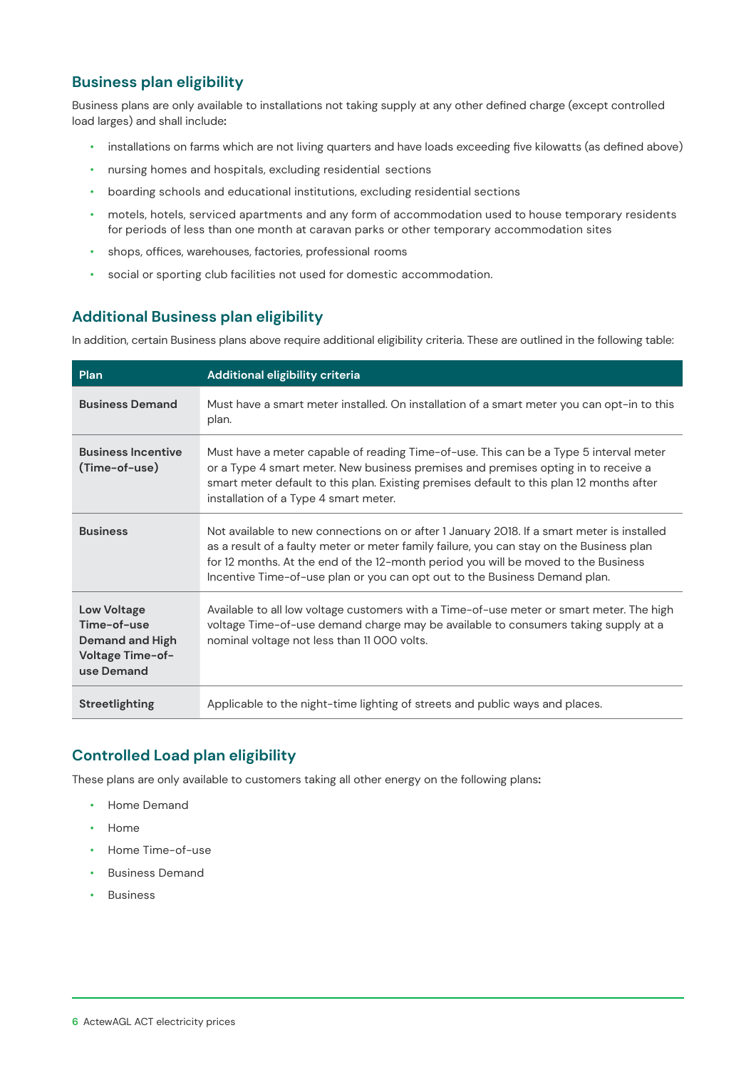## Business plan eligibility

Business plans are only available to installations not taking supply at any other defined charge (except controlled load larges) and shall include:

- installations on farms which are not living quarters and have loads exceeding five kilowatts (as defined above)
- nursing homes and hospitals, excluding residential sections
- boarding schools and educational institutions, excluding residential sections
- motels, hotels, serviced apartments and any form of accommodation used to house temporary residents for periods of less than one month at caravan parks or other temporary accommodation sites
- shops, offices, warehouses, factories, professional rooms
- social or sporting club facilities not used for domestic accommodation.

## Additional Business plan eligibility

In addition, certain Business plans above require additional eligibility criteria. These are outlined in the following table:

| Plan | Additional eligibility criteria |
|---|---|
| **Business Demand** | Must have a smart meter installed. On installation of a smart meter you can opt-in to this plan. |
| **Business Incentive (Time-of-use)** | Must have a meter capable of reading Time-of-use. This can be a Type 5 interval meter or a Type 4 smart meter. New business premises and premises opting in to receive a smart meter default to this plan. Existing premises default to this plan 12 months after installation of a Type 4 smart meter. |
| **Business** | Not available to new connections on or after 1 January 2018. If a smart meter is installed as a result of a faulty meter or meter family failure, you can stay on the Business plan for 12 months. At the end of the 12-month period you will be moved to the Business Incentive Time-of-use plan or you can opt out to the Business Demand plan. |
| **Low Voltage Time-of-use Demand and High Voltage Time-of-use Demand** | Available to all low voltage customers with a Time-of-use meter or smart meter. The high voltage Time-of-use demand charge may be available to consumers taking supply at a nominal voltage not less than 11 000 volts. |
| **Streetlighting** | Applicable to the night-time lighting of streets and public ways and places. |

## Controlled Load plan eligibility

These plans are only available to customers taking all other energy on the following plans:

- Home Demand
- Home
- Home Time-of-use
- Business Demand
- Business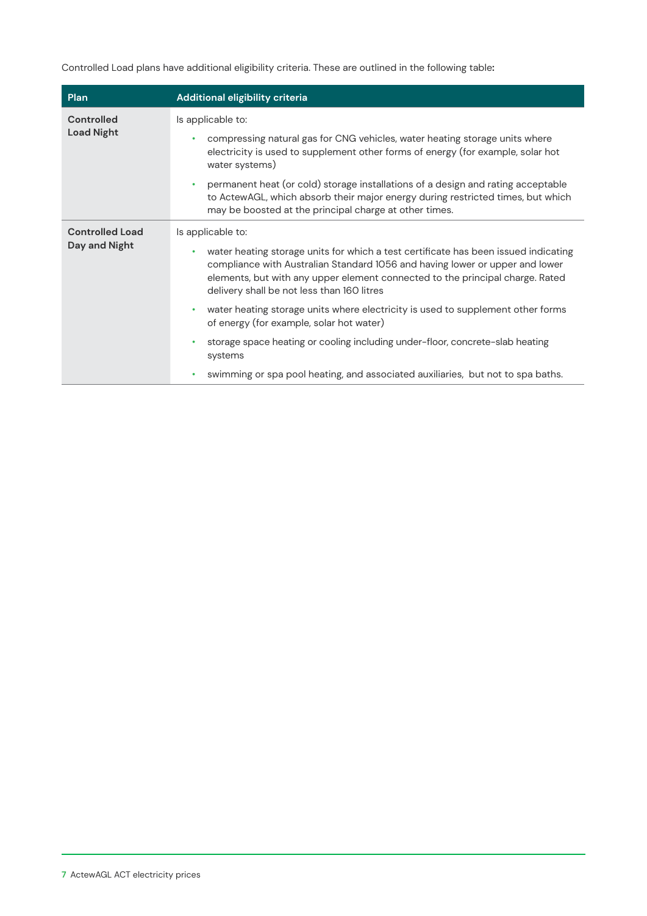Controlled Load plans have additional eligibility criteria. These are outlined in the following table:

| Plan | Additional eligibility criteria |
|---|---|
| **Controlled Load Night** | Is applicable to:<br>• compressing natural gas for CNG vehicles, water heating storage units where electricity is used to supplement other forms of energy (for example, solar hot water systems)<br>• permanent heat (or cold) storage installations of a design and rating acceptable to ActewAGL, which absorb their major energy during restricted times, but which may be boosted at the principal charge at other times. |
| **Controlled Load Day and Night** | Is applicable to:<br>• water heating storage units for which a test certificate has been issued indicating compliance with Australian Standard 1056 and having lower or upper and lower elements, but with any upper element connected to the principal charge. Rated delivery shall be not less than 160 litres<br>• water heating storage units where electricity is used to supplement other forms of energy (for example, solar hot water)<br>• storage space heating or cooling including under-floor, concrete-slab heating systems<br>• swimming or spa pool heating, and associated auxiliaries, but not to spa baths. |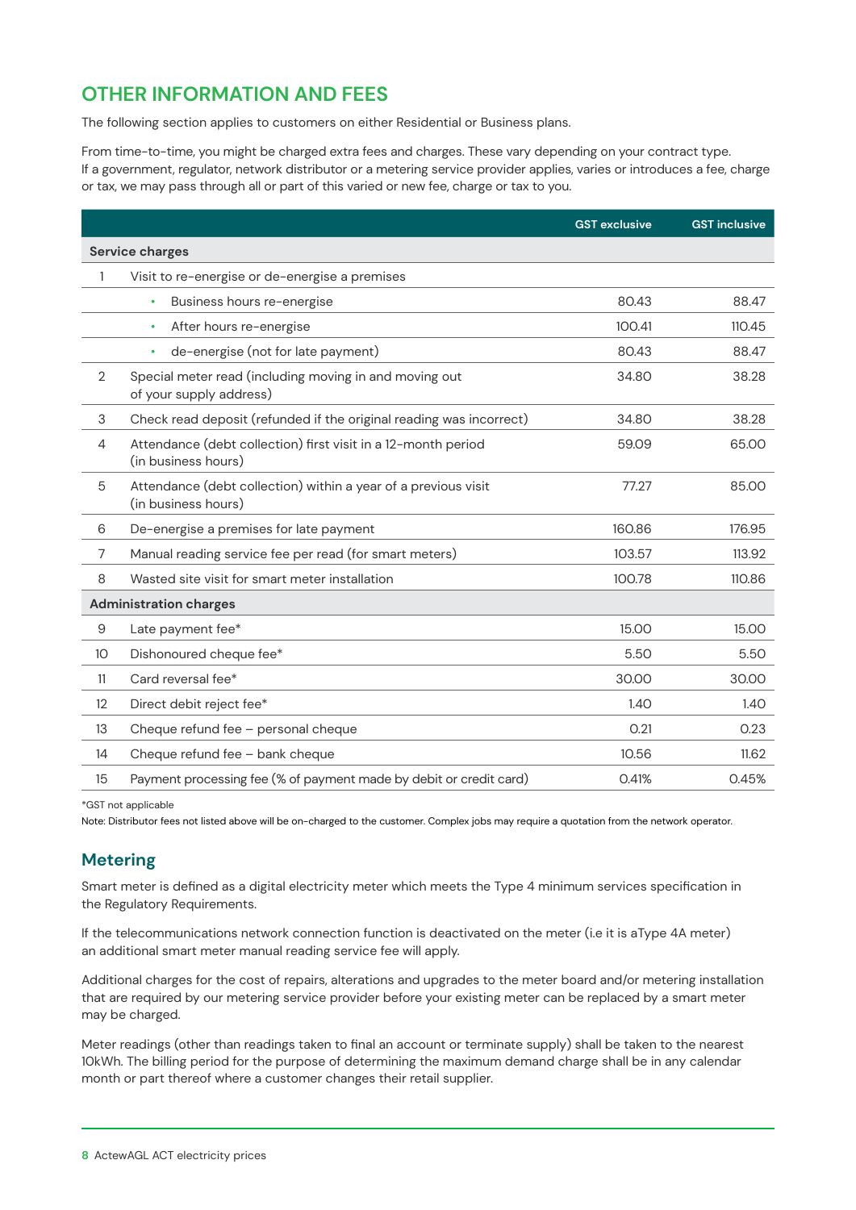## OTHER INFORMATION AND FEES

The following section applies to customers on either Residential or Business plans.

From time-to-time, you might be charged extra fees and charges. These vary depending on your contract type. If a government, regulator, network distributor or a metering service provider applies, varies or introduces a fee, charge or tax, we may pass through all or part of this varied or new fee, charge or tax to you.

| | | GST exclusive | GST inclusive |
|---|---|---|---|
| **Service charges** | | | |
| 1 | Visit to re-energise or de-energise a premises | | |
| | • Business hours re-energise | 80.43 | 88.47 |
| | • After hours re-energise | 100.41 | 110.45 |
| | • de-energise (not for late payment) | 80.43 | 88.47 |
| 2 | Special meter read (including moving in and moving out of your supply address) | 34.80 | 38.28 |
| 3 | Check read deposit (refunded if the original reading was incorrect) | 34.80 | 38.28 |
| 4 | Attendance (debt collection) first visit in a 12-month period (in business hours) | 59.09 | 65.00 |
| 5 | Attendance (debt collection) within a year of a previous visit (in business hours) | 77.27 | 85.00 |
| 6 | De-energise a premises for late payment | 160.86 | 176.95 |
| 7 | Manual reading service fee per read (for smart meters) | 103.57 | 113.92 |
| 8 | Wasted site visit for smart meter installation | 100.78 | 110.86 |
| **Administration charges** | | | |
| 9 | Late payment fee* | 15.00 | 15.00 |
| 10 | Dishonoured cheque fee* | 5.50 | 5.50 |
| 11 | Card reversal fee* | 30.00 | 30.00 |
| 12 | Direct debit reject fee* | 1.40 | 1.40 |
| 13 | Cheque refund fee – personal cheque | 0.21 | 0.23 |
| 14 | Cheque refund fee – bank cheque | 10.56 | 11.62 |
| 15 | Payment processing fee (% of payment made by debit or credit card) | 0.41% | 0.45% |

*GST not applicable

Note: Distributor fees not listed above will be on-charged to the customer. Complex jobs may require a quotation from the network operator.

### Metering

Smart meter is defined as a digital electricity meter which meets the Type 4 minimum services specification in the Regulatory Requirements.

If the telecommunications network connection function is deactivated on the meter (i.e it is aType 4A meter) an additional smart meter manual reading service fee will apply.

Additional charges for the cost of repairs, alterations and upgrades to the meter board and/or metering installation that are required by our metering service provider before your existing meter can be replaced by a smart meter may be charged.

Meter readings (other than readings taken to final an account or terminate supply) shall be taken to the nearest 10kWh. The billing period for the purpose of determining the maximum demand charge shall be in any calendar month or part thereof where a customer changes their retail supplier.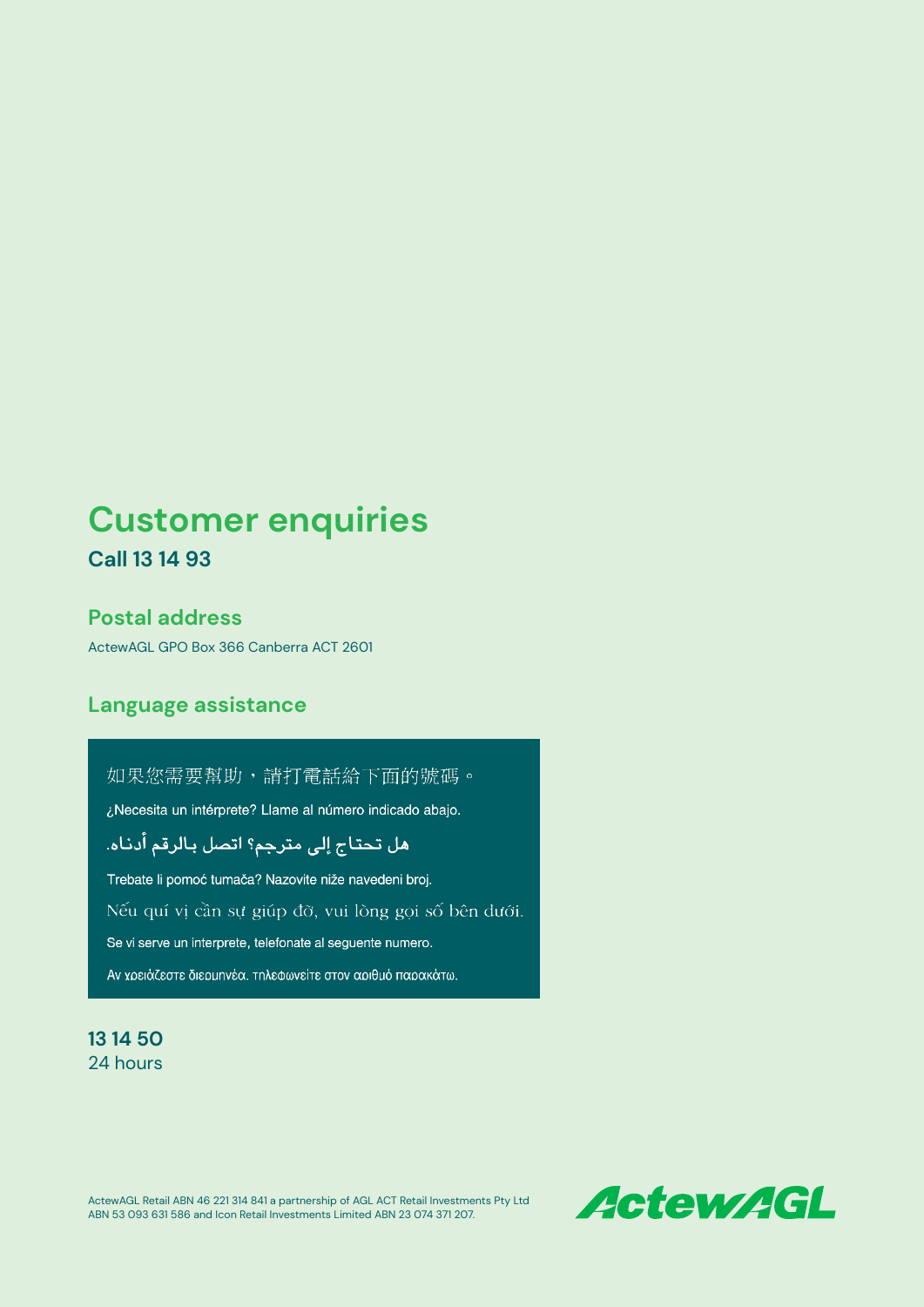## Customer enquiries

**Call 13 14 93**

### Postal address

ActewAGL GPO Box 366 Canberra ACT 2601

### Language assistance

如果您需要幫助，請打電話給下面的號碼。

¿Necesita un intérprete? Llame al número indicado abajo.

هل تحتاج إلى مترجم؟ اتصل بالرقم أدناه.

Trebate li pomoć tumača? Nazovite niže navedeni broj.

Nếu quí vị cần sự giúp đỡ, vui lòng gọi số bên dưới.

Se vi serve un interprete, telefonate al seguente numero.

Αν χρειάζεστε διερμηνέα, τηλεφωνείτε στον αριθμό παρακάτω.

**13 14 50**
24 hours

ActewAGL Retail ABN 46 221 314 841 a partnership of AGL ACT Retail Investments Pty Ltd ABN 53 093 631 586 and Icon Retail Investments Limited ABN 23 074 371 207.

ActewAGL